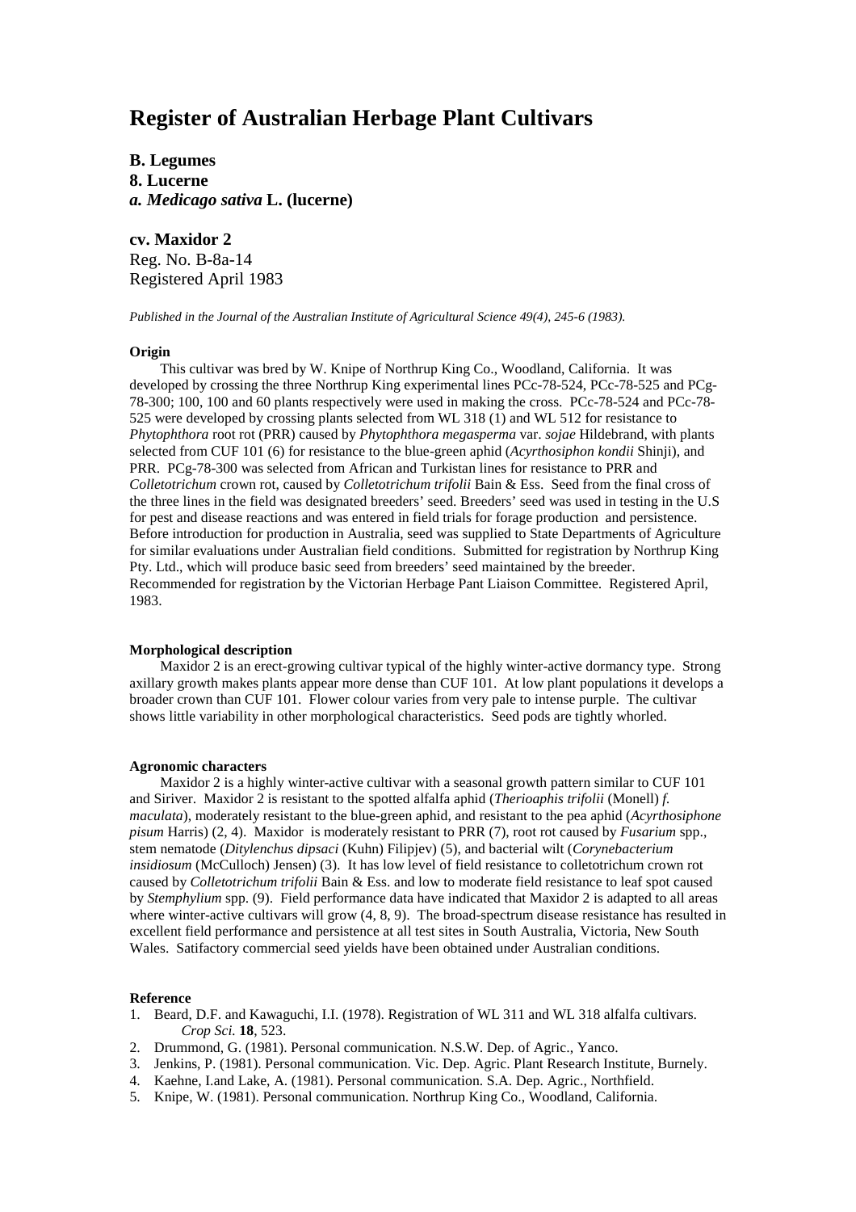# Register of Australian Herbage Plant Cultivars

**B. Legumes**
**8. Lucerne**
***a. Medicago sativa* L. (lucerne)**

**cv. Maxidor 2**
Reg. No. B-8a-14
Registered April 1983

*Published in the Journal of the Australian Institute of Agricultural Science 49(4), 245-6 (1983).*

### Origin

This cultivar was bred by W. Knipe of Northrup King Co., Woodland, California. It was developed by crossing the three Northrup King experimental lines PCc-78-524, PCc-78-525 and PCg-78-300; 100, 100 and 60 plants respectively were used in making the cross. PCc-78-524 and PCc-78-525 were developed by crossing plants selected from WL 318 (1) and WL 512 for resistance to *Phytophthora* root rot (PRR) caused by *Phytophthora megasperma* var. *sojae* Hildebrand, with plants selected from CUF 101 (6) for resistance to the blue-green aphid (*Acyrthosiphon kondii* Shinji), and PRR. PCg-78-300 was selected from African and Turkistan lines for resistance to PRR and *Colletotrichum* crown rot, caused by *Colletotrichum trifolii* Bain & Ess. Seed from the final cross of the three lines in the field was designated breeders' seed. Breeders' seed was used in testing in the U.S for pest and disease reactions and was entered in field trials for forage production and persistence. Before introduction for production in Australia, seed was supplied to State Departments of Agriculture for similar evaluations under Australian field conditions. Submitted for registration by Northrup King Pty. Ltd., which will produce basic seed from breeders' seed maintained by the breeder. Recommended for registration by the Victorian Herbage Pant Liaison Committee. Registered April, 1983.

### Morphological description

Maxidor 2 is an erect-growing cultivar typical of the highly winter-active dormancy type. Strong axillary growth makes plants appear more dense than CUF 101. At low plant populations it develops a broader crown than CUF 101. Flower colour varies from very pale to intense purple. The cultivar shows little variability in other morphological characteristics. Seed pods are tightly whorled.

### Agronomic characters

Maxidor 2 is a highly winter-active cultivar with a seasonal growth pattern similar to CUF 101 and Siriver. Maxidor 2 is resistant to the spotted alfalfa aphid (*Therioaphis trifolii* (Monell) *f. maculata*), moderately resistant to the blue-green aphid, and resistant to the pea aphid (*Acyrthosiphone pisum* Harris) (2, 4). Maxidor is moderately resistant to PRR (7), root rot caused by *Fusarium* spp., stem nematode (*Ditylenchus dipsaci* (Kuhn) Filipjev) (5), and bacterial wilt (*Corynebacterium insidiosum* (McCulloch) Jensen) (3). It has low level of field resistance to colletotrichum crown rot caused by *Colletotrichum trifolii* Bain & Ess. and low to moderate field resistance to leaf spot caused by *Stemphylium* spp. (9). Field performance data have indicated that Maxidor 2 is adapted to all areas where winter-active cultivars will grow (4, 8, 9). The broad-spectrum disease resistance has resulted in excellent field performance and persistence at all test sites in South Australia, Victoria, New South Wales. Satifactory commercial seed yields have been obtained under Australian conditions.

### Reference

1. Beard, D.F. and Kawaguchi, I.I. (1978). Registration of WL 311 and WL 318 alfalfa cultivars. *Crop Sci.* **18**, 523.
2. Drummond, G. (1981). Personal communication. N.S.W. Dep. of Agric., Yanco.
3. Jenkins, P. (1981). Personal communication. Vic. Dep. Agric. Plant Research Institute, Burnely.
4. Kaehne, I.and Lake, A. (1981). Personal communication. S.A. Dep. Agric., Northfield.
5. Knipe, W. (1981). Personal communication. Northrup King Co., Woodland, California.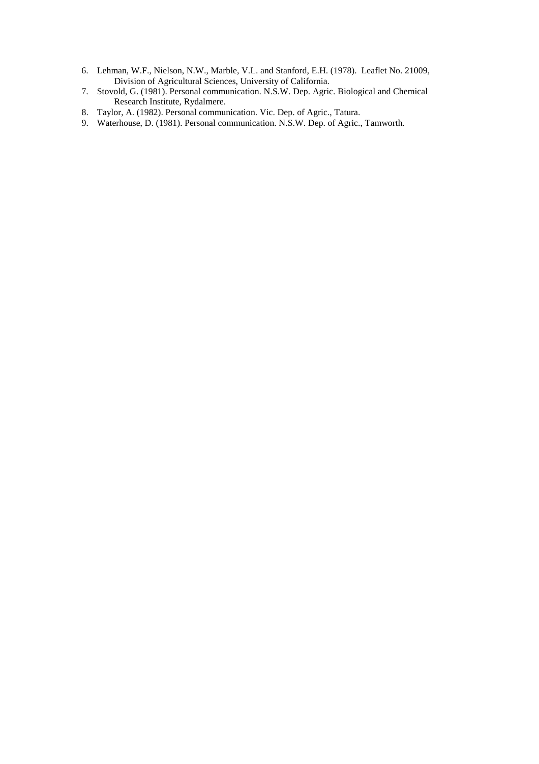6. Lehman, W.F., Nielson, N.W., Marble, V.L. and Stanford, E.H. (1978). Leaflet No. 21009, Division of Agricultural Sciences, University of California.
7. Stovold, G. (1981). Personal communication. N.S.W. Dep. Agric. Biological and Chemical Research Institute, Rydalmere.
8. Taylor, A. (1982). Personal communication. Vic. Dep. of Agric., Tatura.
9. Waterhouse, D. (1981). Personal communication. N.S.W. Dep. of Agric., Tamworth.